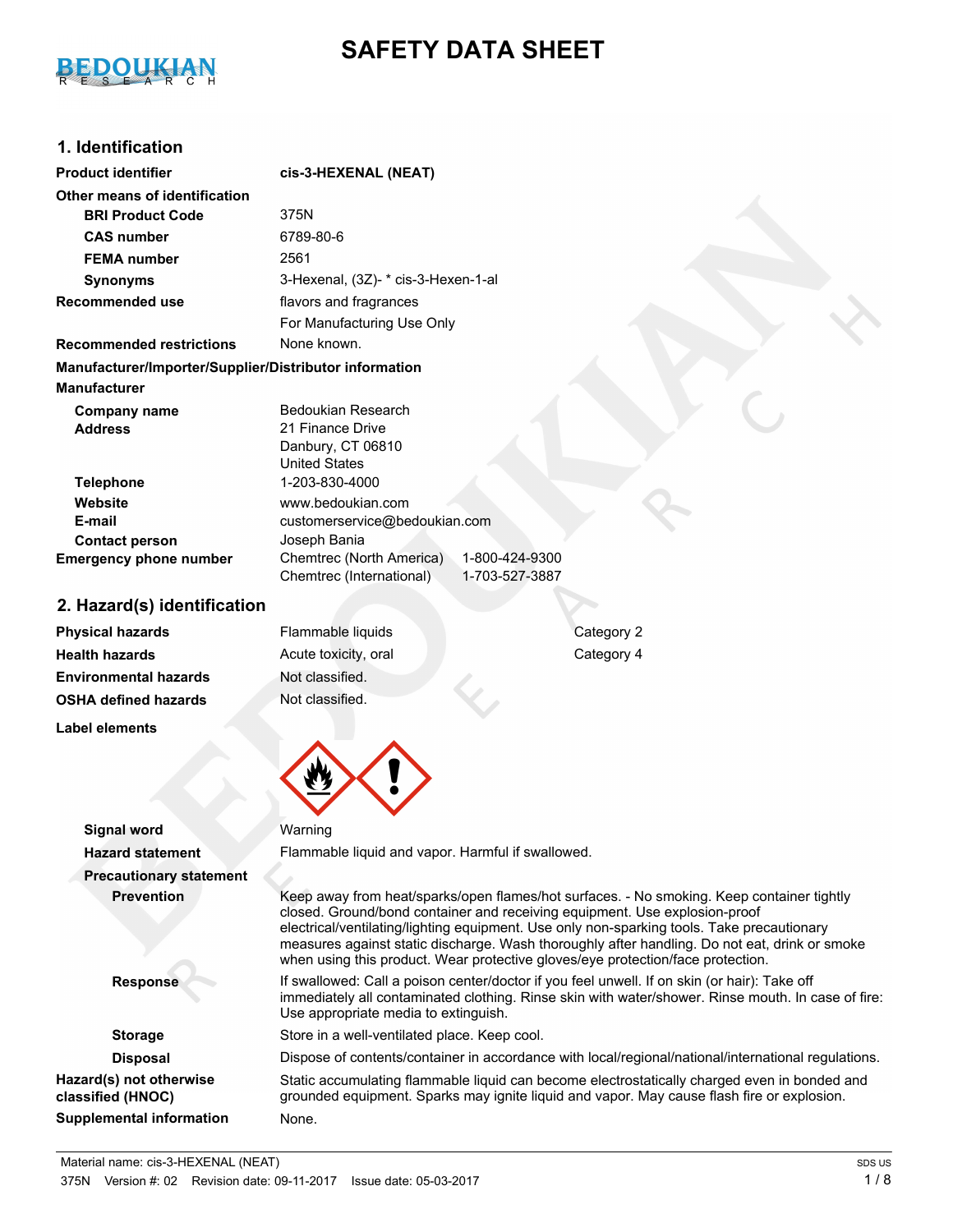# SAFETY DATA SHEET

## 1. Identification

| | |
|---|---|
| **Product identifier** | **cis-3-HEXENAL (NEAT)** |
| **Other means of identification** | |
| **BRI Product Code** | 375N |
| **CAS number** | 6789-80-6 |
| **FEMA number** | 2561 |
| **Synonyms** | 3-Hexenal, (3Z)- * cis-3-Hexen-1-al |
| **Recommended use** | flavors and fragrances<br>For Manufacturing Use Only |
| **Recommended restrictions** | None known. |

**Manufacturer/Importer/Supplier/Distributor information**

**Manufacturer**

| | |
|---|---|
| **Company name** | Bedoukian Research |
| **Address** | 21 Finance Drive<br>Danbury, CT 06810<br>United States |
| **Telephone** | 1-203-830-4000 |
| **Website** | www.bedoukian.com |
| **E-mail** | customerservice@bedoukian.com |
| **Contact person** | Joseph Bania |
| **Emergency phone number** | Chemtrec (North America) 1-800-424-9300<br>Chemtrec (International) 1-703-527-3887 |

## 2. Hazard(s) identification

| | | |
|---|---|---|
| **Physical hazards** | Flammable liquids | Category 2 |
| **Health hazards** | Acute toxicity, oral | Category 4 |
| **Environmental hazards** | Not classified. | |
| **OSHA defined hazards** | Not classified. | |

**Label elements**

| | |
|---|---|
| **Signal word** | Warning |
| **Hazard statement** | Flammable liquid and vapor. Harmful if swallowed. |
| **Precautionary statement** | |
| **Prevention** | Keep away from heat/sparks/open flames/hot surfaces. - No smoking. Keep container tightly closed. Ground/bond container and receiving equipment. Use explosion-proof electrical/ventilating/lighting equipment. Use only non-sparking tools. Take precautionary measures against static discharge. Wash thoroughly after handling. Do not eat, drink or smoke when using this product. Wear protective gloves/eye protection/face protection. |
| **Response** | If swallowed: Call a poison center/doctor if you feel unwell. If on skin (or hair): Take off immediately all contaminated clothing. Rinse skin with water/shower. Rinse mouth. In case of fire: Use appropriate media to extinguish. |
| **Storage** | Store in a well-ventilated place. Keep cool. |
| **Disposal** | Dispose of contents/container in accordance with local/regional/national/international regulations. |
| **Hazard(s) not otherwise classified (HNOC)** | Static accumulating flammable liquid can become electrostatically charged even in bonded and grounded equipment. Sparks may ignite liquid and vapor. May cause flash fire or explosion. |
| **Supplemental information** | None. |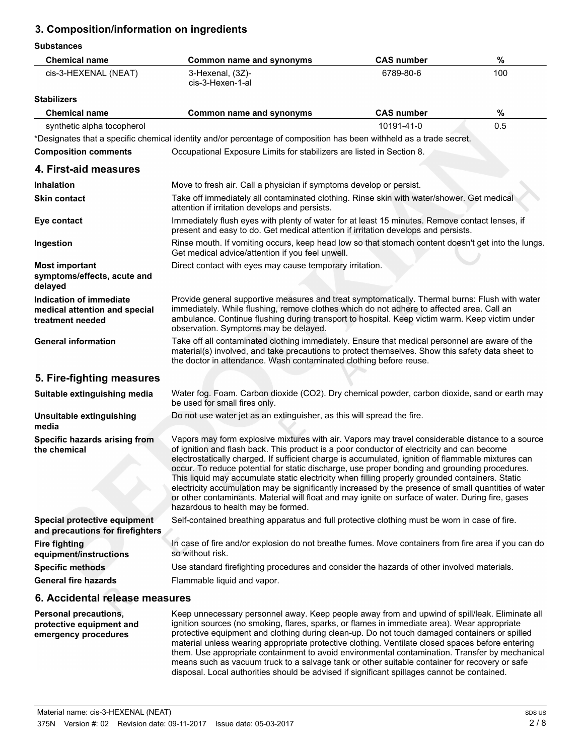## 3. Composition/information on ingredients

**Substances**

| Chemical name | Common name and synonyms | CAS number | % |
|---|---|---|---|
| cis-3-HEXENAL (NEAT) | 3-Hexenal, (3Z)-<br>cis-3-Hexen-1-al | 6789-80-6 | 100 |

**Stabilizers**

| Chemical name | Common name and synonyms | CAS number | % |
|---|---|---|---|
| synthetic alpha tocopherol | | 10191-41-0 | 0.5 |

*Designates that a specific chemical identity and/or percentage of composition has been withheld as a trade secret.

**Composition comments** Occupational Exposure Limits for stabilizers are listed in Section 8.

## 4. First-aid measures

**Inhalation** Move to fresh air. Call a physician if symptoms develop or persist.

**Skin contact** Take off immediately all contaminated clothing. Rinse skin with water/shower. Get medical attention if irritation develops and persists.

**Eye contact** Immediately flush eyes with plenty of water for at least 15 minutes. Remove contact lenses, if present and easy to do. Get medical attention if irritation develops and persists.

**Ingestion** Rinse mouth. If vomiting occurs, keep head low so that stomach content doesn't get into the lungs. Get medical advice/attention if you feel unwell.

**Most important symptoms/effects, acute and delayed** Direct contact with eyes may cause temporary irritation.

**Indication of immediate medical attention and special treatment needed** Provide general supportive measures and treat symptomatically. Thermal burns: Flush with water immediately. While flushing, remove clothes which do not adhere to affected area. Call an ambulance. Continue flushing during transport to hospital. Keep victim warm. Keep victim under observation. Symptoms may be delayed.

**General information** Take off all contaminated clothing immediately. Ensure that medical personnel are aware of the material(s) involved, and take precautions to protect themselves. Show this safety data sheet to the doctor in attendance. Wash contaminated clothing before reuse.

## 5. Fire-fighting measures

**Suitable extinguishing media** Water fog. Foam. Carbon dioxide ($CO_2$). Dry chemical powder, carbon dioxide, sand or earth may be used for small fires only.

**Unsuitable extinguishing media** Do not use water jet as an extinguisher, as this will spread the fire.

**Specific hazards arising from the chemical** Vapors may form explosive mixtures with air. Vapors may travel considerable distance to a source of ignition and flash back. This product is a poor conductor of electricity and can become electrostatically charged. If sufficient charge is accumulated, ignition of flammable mixtures can occur. To reduce potential for static discharge, use proper bonding and grounding procedures. This liquid may accumulate static electricity when filling properly grounded containers. Static electricity accumulation may be significantly increased by the presence of small quantities of water or other contaminants. Material will float and may ignite on surface of water. During fire, gases hazardous to health may be formed.

**Special protective equipment and precautions for firefighters** Self-contained breathing apparatus and full protective clothing must be worn in case of fire.

**Fire fighting equipment/instructions** In case of fire and/or explosion do not breathe fumes. Move containers from fire area if you can do so without risk.

**Specific methods** Use standard firefighting procedures and consider the hazards of other involved materials.

**General fire hazards** Flammable liquid and vapor.

## 6. Accidental release measures

**Personal precautions, protective equipment and emergency procedures** Keep unnecessary personnel away. Keep people away from and upwind of spill/leak. Eliminate all ignition sources (no smoking, flares, sparks, or flames in immediate area). Wear appropriate protective equipment and clothing during clean-up. Do not touch damaged containers or spilled material unless wearing appropriate protective clothing. Ventilate closed spaces before entering them. Use appropriate containment to avoid environmental contamination. Transfer by mechanical means such as vacuum truck to a salvage tank or other suitable container for recovery or safe disposal. Local authorities should be advised if significant spillages cannot be contained.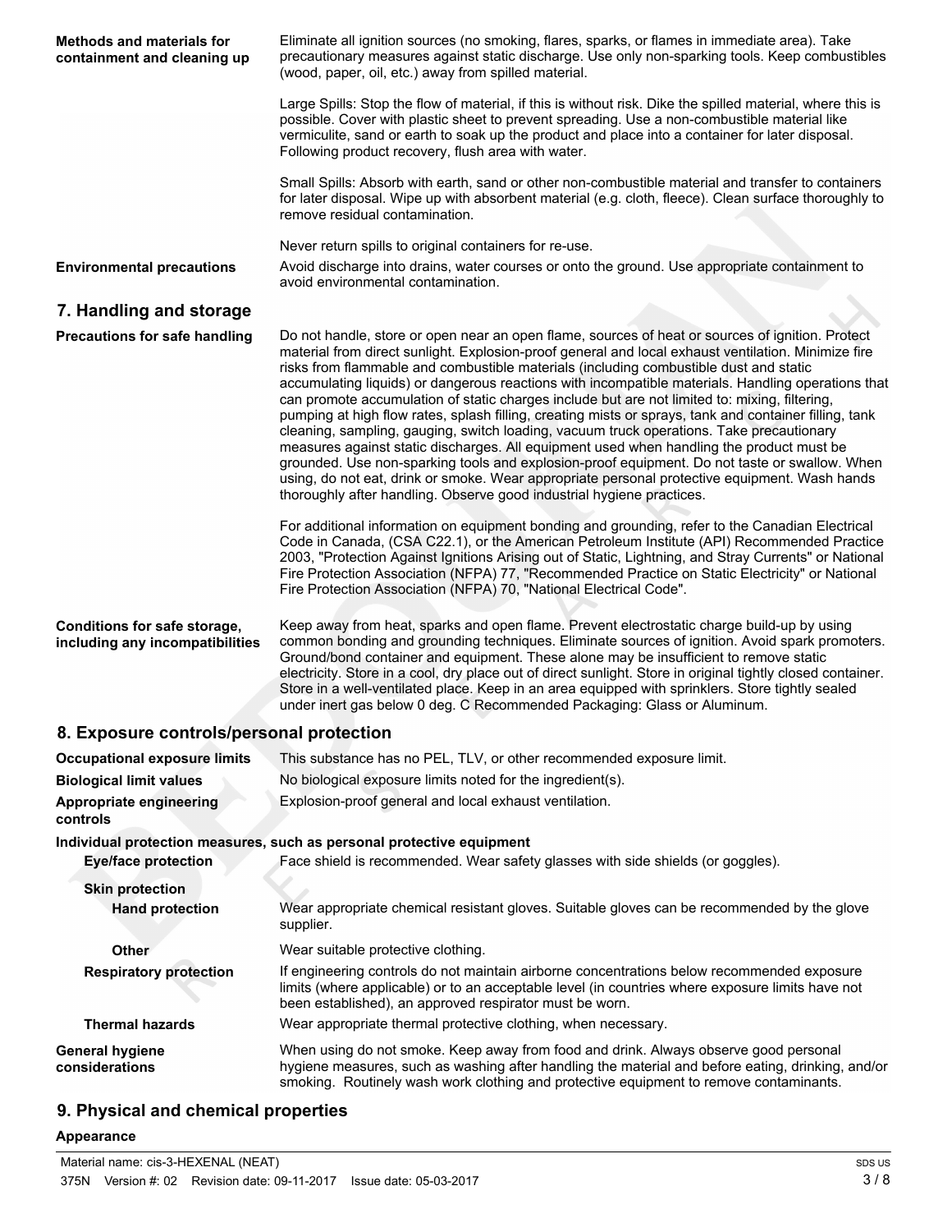**Methods and materials for containment and cleaning up**

Eliminate all ignition sources (no smoking, flares, sparks, or flames in immediate area). Take precautionary measures against static discharge. Use only non-sparking tools. Keep combustibles (wood, paper, oil, etc.) away from spilled material.

Large Spills: Stop the flow of material, if this is without risk. Dike the spilled material, where this is possible. Cover with plastic sheet to prevent spreading. Use a non-combustible material like vermiculite, sand or earth to soak up the product and place into a container for later disposal. Following product recovery, flush area with water.

Small Spills: Absorb with earth, sand or other non-combustible material and transfer to containers for later disposal. Wipe up with absorbent material (e.g. cloth, fleece). Clean surface thoroughly to remove residual contamination.

Never return spills to original containers for re-use.

**Environmental precautions**

Avoid discharge into drains, water courses or onto the ground. Use appropriate containment to avoid environmental contamination.

## 7. Handling and storage

**Precautions for safe handling**

Do not handle, store or open near an open flame, sources of heat or sources of ignition. Protect material from direct sunlight. Explosion-proof general and local exhaust ventilation. Minimize fire risks from flammable and combustible materials (including combustible dust and static accumulating liquids) or dangerous reactions with incompatible materials. Handling operations that can promote accumulation of static charges include but are not limited to: mixing, filtering, pumping at high flow rates, splash filling, creating mists or sprays, tank and container filling, tank cleaning, sampling, gauging, switch loading, vacuum truck operations. Take precautionary measures against static discharges. All equipment used when handling the product must be grounded. Use non-sparking tools and explosion-proof equipment. Do not taste or swallow. When using, do not eat, drink or smoke. Wear appropriate personal protective equipment. Wash hands thoroughly after handling. Observe good industrial hygiene practices.

For additional information on equipment bonding and grounding, refer to the Canadian Electrical Code in Canada, (CSA C22.1), or the American Petroleum Institute (API) Recommended Practice 2003, "Protection Against Ignitions Arising out of Static, Lightning, and Stray Currents" or National Fire Protection Association (NFPA) 77, "Recommended Practice on Static Electricity" or National Fire Protection Association (NFPA) 70, "National Electrical Code".

**Conditions for safe storage, including any incompatibilities**

Keep away from heat, sparks and open flame. Prevent electrostatic charge build-up by using common bonding and grounding techniques. Eliminate sources of ignition. Avoid spark promoters. Ground/bond container and equipment. These alone may be insufficient to remove static electricity. Store in a cool, dry place out of direct sunlight. Store in original tightly closed container. Store in a well-ventilated place. Keep in an area equipped with sprinklers. Store tightly sealed under inert gas below 0 deg. C Recommended Packaging: Glass or Aluminum.

## 8. Exposure controls/personal protection

**Occupational exposure limits**

This substance has no PEL, TLV, or other recommended exposure limit.

**Biological limit values**

No biological exposure limits noted for the ingredient(s).

**Appropriate engineering controls**

Explosion-proof general and local exhaust ventilation.

**Individual protection measures, such as personal protective equipment**

**Eye/face protection**

Face shield is recommended. Wear safety glasses with side shields (or goggles).

**Skin protection**

**Hand protection**

Wear appropriate chemical resistant gloves. Suitable gloves can be recommended by the glove supplier.

**Other**

Wear suitable protective clothing.

**Respiratory protection**

If engineering controls do not maintain airborne concentrations below recommended exposure limits (where applicable) or to an acceptable level (in countries where exposure limits have not been established), an approved respirator must be worn.

**Thermal hazards**

Wear appropriate thermal protective clothing, when necessary.

**General hygiene considerations**

When using do not smoke. Keep away from food and drink. Always observe good personal hygiene measures, such as washing after handling the material and before eating, drinking, and/or smoking. Routinely wash work clothing and protective equipment to remove contaminants.

## 9. Physical and chemical properties

**Appearance**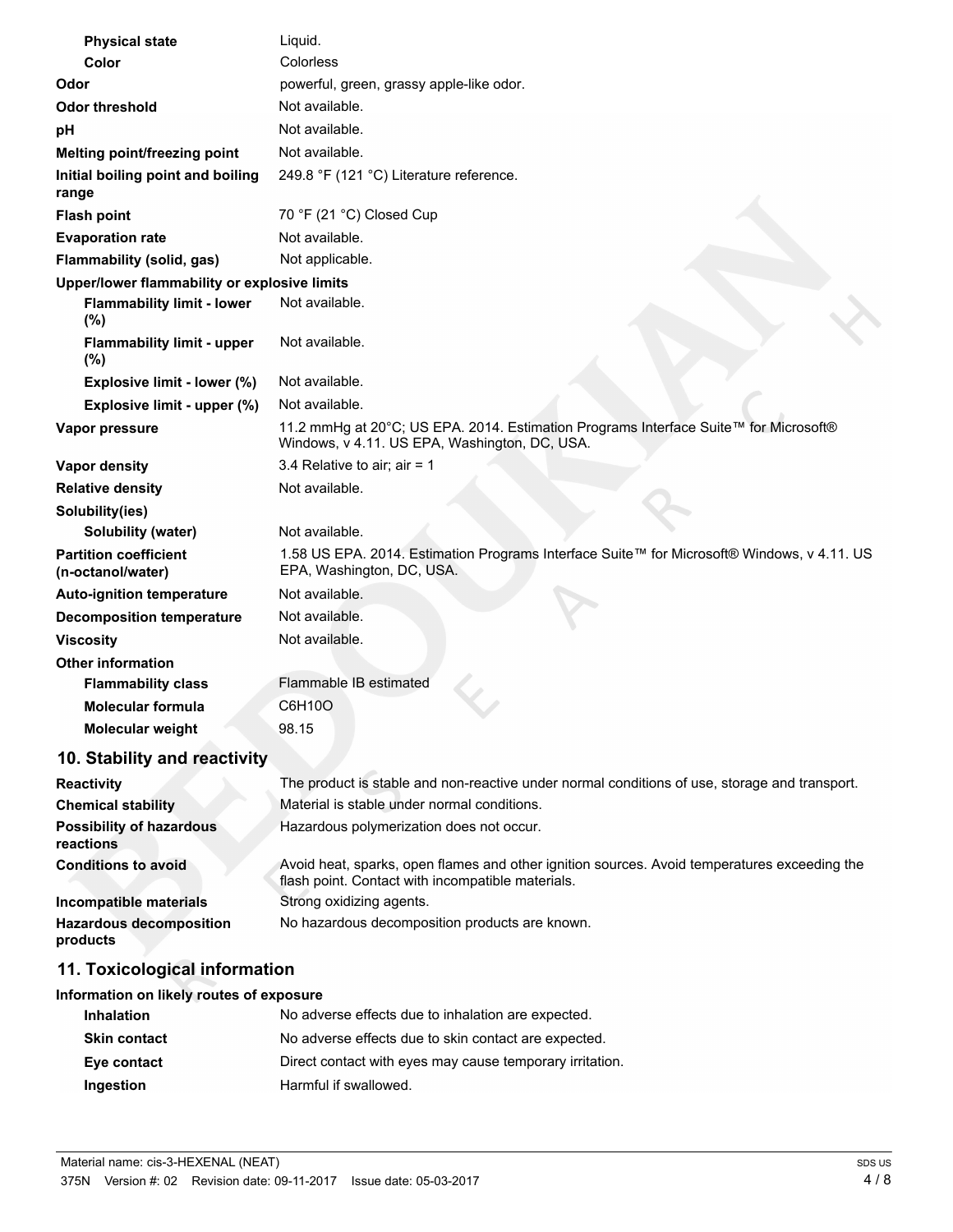| | |
|---|---|
| **Physical state** | Liquid. |
| **Color** | Colorless |
| **Odor** | powerful, green, grassy apple-like odor. |
| **Odor threshold** | Not available. |
| **pH** | Not available. |
| **Melting point/freezing point** | Not available. |
| **Initial boiling point and boiling range** | 249.8 °F (121 °C) Literature reference. |
| **Flash point** | 70 °F (21 °C) Closed Cup |
| **Evaporation rate** | Not available. |
| **Flammability (solid, gas)** | Not applicable. |
| **Upper/lower flammability or explosive limits** | |
| **Flammability limit - lower (%)** | Not available. |
| **Flammability limit - upper (%)** | Not available. |
| **Explosive limit - lower (%)** | Not available. |
| **Explosive limit - upper (%)** | Not available. |
| **Vapor pressure** | 11.2 mmHg at 20°C; US EPA. 2014. Estimation Programs Interface Suite™ for Microsoft® Windows, v 4.11. US EPA, Washington, DC, USA. |
| **Vapor density** | 3.4 Relative to air; air = 1 |
| **Relative density** | Not available. |
| **Solubility(ies)** | |
| **Solubility (water)** | Not available. |
| **Partition coefficient (n-octanol/water)** | 1.58 US EPA. 2014. Estimation Programs Interface Suite™ for Microsoft® Windows, v 4.11. US EPA, Washington, DC, USA. |
| **Auto-ignition temperature** | Not available. |
| **Decomposition temperature** | Not available. |
| **Viscosity** | Not available. |
| **Other information** | |
| **Flammability class** | Flammable IB estimated |
| **Molecular formula** | $C_6H_{10}O$ |
| **Molecular weight** | 98.15 |

## 10. Stability and reactivity

| | |
|---|---|
| **Reactivity** | The product is stable and non-reactive under normal conditions of use, storage and transport. |
| **Chemical stability** | Material is stable under normal conditions. |
| **Possibility of hazardous reactions** | Hazardous polymerization does not occur. |
| **Conditions to avoid** | Avoid heat, sparks, open flames and other ignition sources. Avoid temperatures exceeding the flash point. Contact with incompatible materials. |
| **Incompatible materials** | Strong oxidizing agents. |
| **Hazardous decomposition products** | No hazardous decomposition products are known. |

## 11. Toxicological information

**Information on likely routes of exposure**

| | |
|---|---|
| **Inhalation** | No adverse effects due to inhalation are expected. |
| **Skin contact** | No adverse effects due to skin contact are expected. |
| **Eye contact** | Direct contact with eyes may cause temporary irritation. |
| **Ingestion** | Harmful if swallowed. |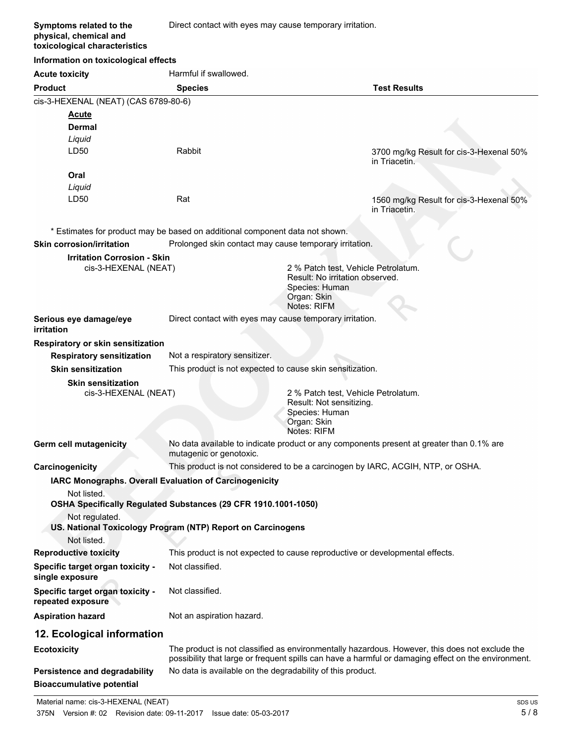**Symptoms related to the physical, chemical and toxicological characteristics** Direct contact with eyes may cause temporary irritation.

**Information on toxicological effects**

**Acute toxicity** Harmful if swallowed.

| Product | Species | Test Results |
|---|---|---|
| cis-3-HEXENAL (NEAT) (CAS 6789-80-6) | | |
| **Acute** | | |
| **Dermal** | | |
| *Liquid* | | |
| LD50 | Rabbit | 3700 mg/kg Result for cis-3-Hexenal 50% in Triacetin. |
| **Oral** | | |
| *Liquid* | | |
| LD50 | Rat | 1560 mg/kg Result for cis-3-Hexenal 50% in Triacetin. |

\* Estimates for product may be based on additional component data not shown.

**Skin corrosion/irritation** Prolonged skin contact may cause temporary irritation.

**Irritation Corrosion - Skin**

cis-3-HEXENAL (NEAT)
2 % Patch test, Vehicle Petrolatum.
Result: No irritation observed.
Species: Human
Organ: Skin
Notes: RIFM

**Serious eye damage/eye irritation** Direct contact with eyes may cause temporary irritation.

**Respiratory or skin sensitization**

**Respiratory sensitization** Not a respiratory sensitizer.

**Skin sensitization** This product is not expected to cause skin sensitization.

**Skin sensitization**

cis-3-HEXENAL (NEAT)
2 % Patch test, Vehicle Petrolatum.
Result: Not sensitizing.
Species: Human
Organ: Skin
Notes: RIFM

**Germ cell mutagenicity** No data available to indicate product or any components present at greater than 0.1% are mutagenic or genotoxic.

**Carcinogenicity** This product is not considered to be a carcinogen by IARC, ACGIH, NTP, or OSHA.

**IARC Monographs. Overall Evaluation of Carcinogenicity**

Not listed.

**OSHA Specifically Regulated Substances (29 CFR 1910.1001-1050)**

Not regulated.

**US. National Toxicology Program (NTP) Report on Carcinogens**

Not listed.

**Reproductive toxicity** This product is not expected to cause reproductive or developmental effects.

**Specific target organ toxicity - single exposure** Not classified.

**Specific target organ toxicity - repeated exposure** Not classified.

**Aspiration hazard** Not an aspiration hazard.

## 12. Ecological information

**Ecotoxicity** The product is not classified as environmentally hazardous. However, this does not exclude the possibility that large or frequent spills can have a harmful or damaging effect on the environment.

**Persistence and degradability** No data is available on the degradability of this product.

**Bioaccumulative potential**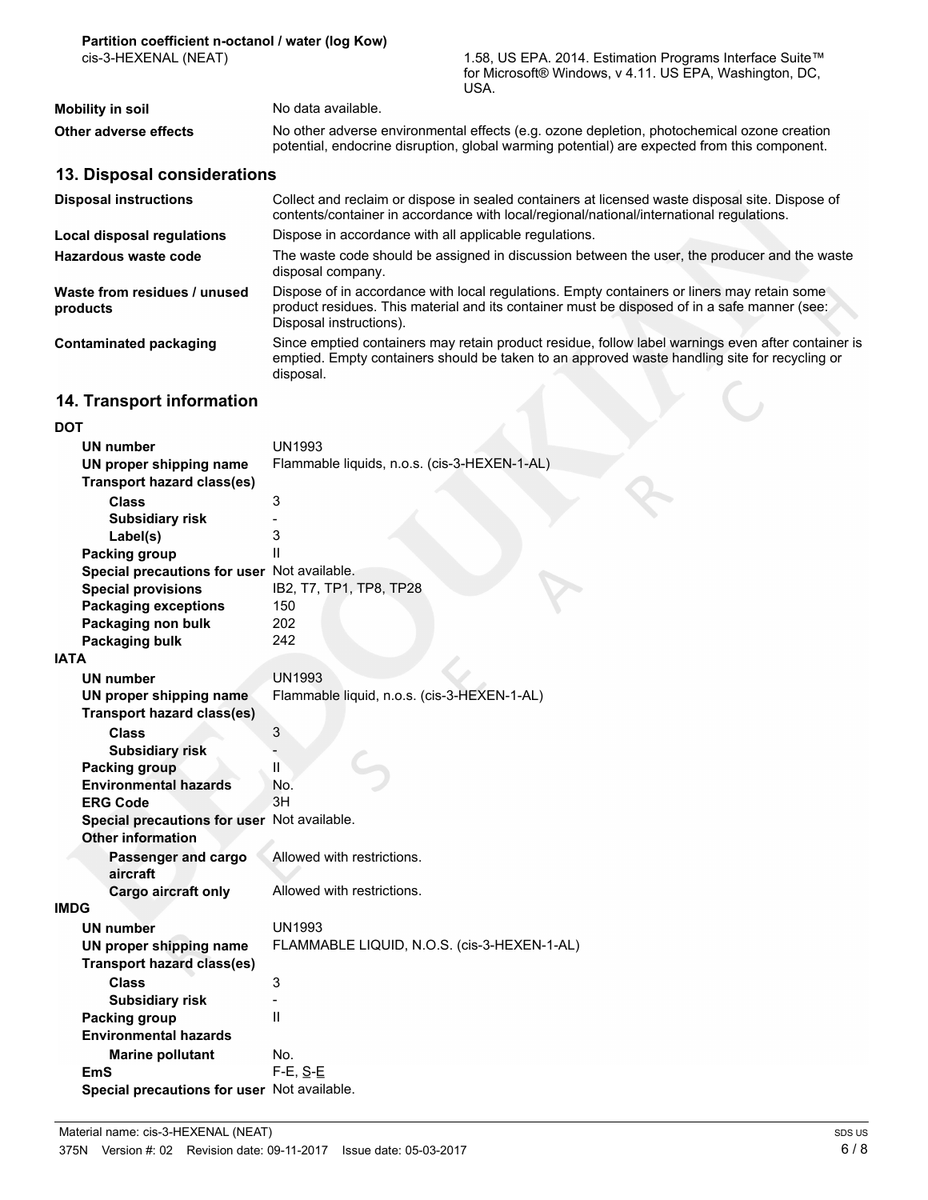**Partition coefficient n-octanol / water (log Kow)**

| | |
|---|---|
| cis-3-HEXENAL (NEAT) | 1.58, US EPA. 2014. Estimation Programs Interface Suite™ for Microsoft® Windows, v 4.11. US EPA, Washington, DC, USA. |
| **Mobility in soil** | No data available. |
| **Other adverse effects** | No other adverse environmental effects (e.g. ozone depletion, photochemical ozone creation potential, endocrine disruption, global warming potential) are expected from this component. |

## 13. Disposal considerations

| | |
|---|---|
| **Disposal instructions** | Collect and reclaim or dispose in sealed containers at licensed waste disposal site. Dispose of contents/container in accordance with local/regional/national/international regulations. |
| **Local disposal regulations** | Dispose in accordance with all applicable regulations. |
| **Hazardous waste code** | The waste code should be assigned in discussion between the user, the producer and the waste disposal company. |
| **Waste from residues / unused products** | Dispose of in accordance with local regulations. Empty containers or liners may retain some product residues. This material and its container must be disposed of in a safe manner (see: Disposal instructions). |
| **Contaminated packaging** | Since emptied containers may retain product residue, follow label warnings even after container is emptied. Empty containers should be taken to an approved waste handling site for recycling or disposal. |

## 14. Transport information

**DOT**

| | |
|---|---|
| **UN number** | UN1993 |
| **UN proper shipping name** | Flammable liquids, n.o.s. (cis-3-HEXEN-1-AL) |
| **Transport hazard class(es)** | |
| **Class** | 3 |
| **Subsidiary risk** | - |
| **Label(s)** | 3 |
| **Packing group** | II |
| **Special precautions for user** | Not available. |
| **Special provisions** | IB2, T7, TP1, TP8, TP28 |
| **Packaging exceptions** | 150 |
| **Packaging non bulk** | 202 |
| **Packaging bulk** | 242 |

**IATA**

| | |
|---|---|
| **UN number** | UN1993 |
| **UN proper shipping name** | Flammable liquid, n.o.s. (cis-3-HEXEN-1-AL) |
| **Transport hazard class(es)** | |
| **Class** | 3 |
| **Subsidiary risk** | - |
| **Packing group** | II |
| **Environmental hazards** | No. |
| **ERG Code** | 3H |
| **Special precautions for user** | Not available. |
| **Other information** | |
| **Passenger and cargo aircraft** | Allowed with restrictions. |
| **Cargo aircraft only** | Allowed with restrictions. |

**IMDG**

| | |
|---|---|
| **UN number** | UN1993 |
| **UN proper shipping name** | FLAMMABLE LIQUID, N.O.S. (cis-3-HEXEN-1-AL) |
| **Transport hazard class(es)** | |
| **Class** | 3 |
| **Subsidiary risk** | - |
| **Packing group** | II |
| **Environmental hazards** | |
| **Marine pollutant** | No. |
| **EmS** | F-E, S-E |
| **Special precautions for user** | Not available. |

Material name: cis-3-HEXENAL (NEAT)

375N Version #: 02 Revision date: 09-11-2017 Issue date: 05-03-2017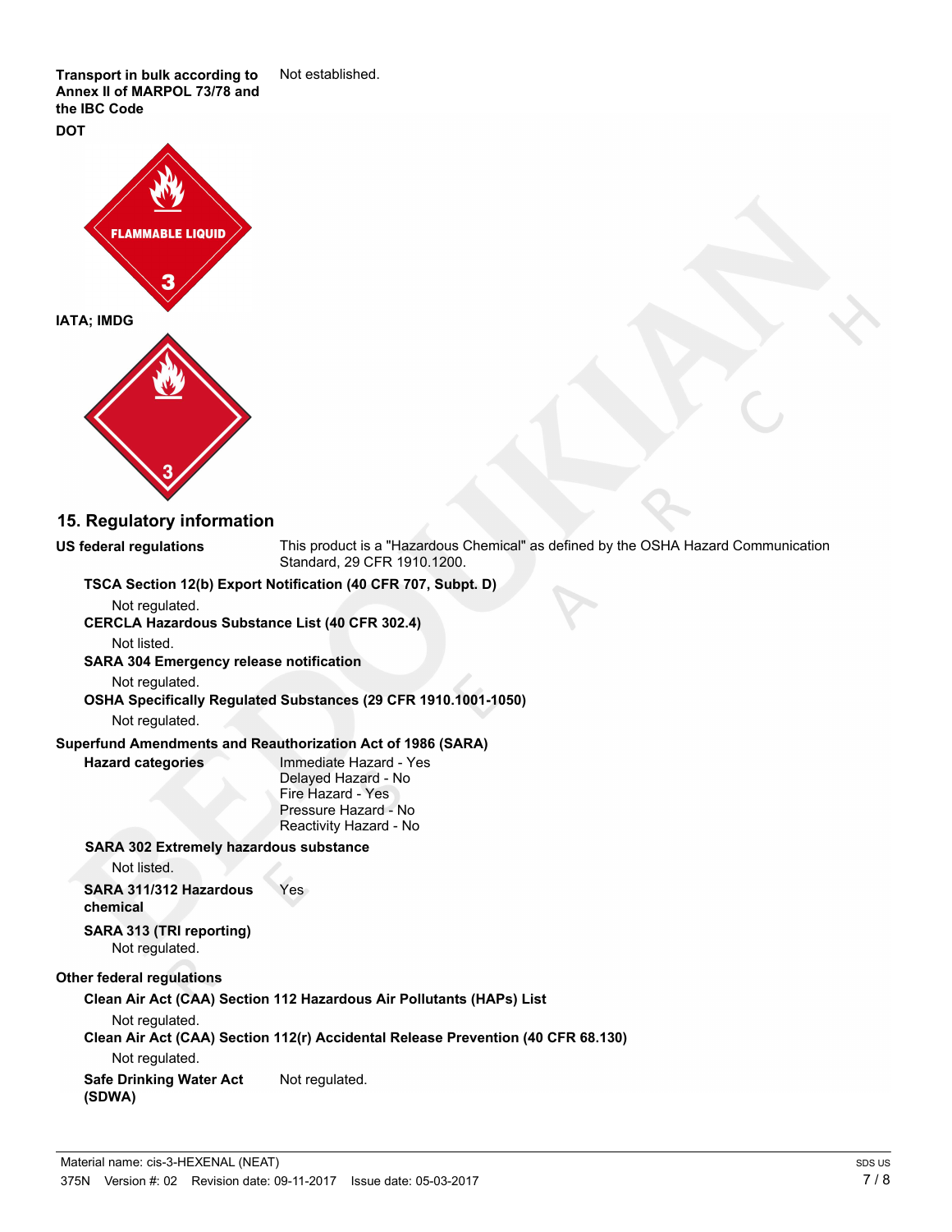**Transport in bulk according to Annex II of MARPOL 73/78 and the IBC Code** Not established.

**DOT**

FLAMMABLE LIQUID

3

**IATA; IMDG**

3

## 15. Regulatory information

**US federal regulations** This product is a "Hazardous Chemical" as defined by the OSHA Hazard Communication Standard, 29 CFR 1910.1200.

**TSCA Section 12(b) Export Notification (40 CFR 707, Subpt. D)**

Not regulated.

**CERCLA Hazardous Substance List (40 CFR 302.4)**

Not listed.

**SARA 304 Emergency release notification**

Not regulated.

**OSHA Specifically Regulated Substances (29 CFR 1910.1001-1050)**

Not regulated.

**Superfund Amendments and Reauthorization Act of 1986 (SARA)**

**Hazard categories**

Immediate Hazard - Yes
Delayed Hazard - No
Fire Hazard - Yes
Pressure Hazard - No
Reactivity Hazard - No

**SARA 302 Extremely hazardous substance**

Not listed.

**SARA 311/312 Hazardous chemical** Yes

**SARA 313 (TRI reporting)**

Not regulated.

**Other federal regulations**

**Clean Air Act (CAA) Section 112 Hazardous Air Pollutants (HAPs) List**

Not regulated.

**Clean Air Act (CAA) Section 112(r) Accidental Release Prevention (40 CFR 68.130)**

Not regulated.

**Safe Drinking Water Act (SDWA)** Not regulated.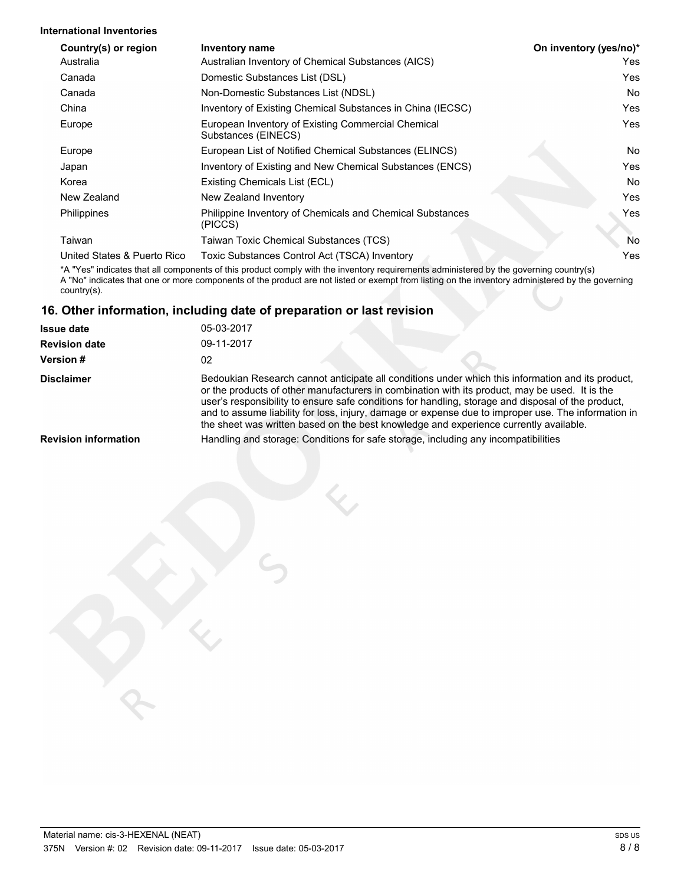**International Inventories**

| Country(s) or region | Inventory name | On inventory (yes/no)* |
| --- | --- | --- |
| Australia | Australian Inventory of Chemical Substances (AICS) | Yes |
| Canada | Domestic Substances List (DSL) | Yes |
| Canada | Non-Domestic Substances List (NDSL) | No |
| China | Inventory of Existing Chemical Substances in China (IECSC) | Yes |
| Europe | European Inventory of Existing Commercial Chemical Substances (EINECS) | Yes |
| Europe | European List of Notified Chemical Substances (ELINCS) | No |
| Japan | Inventory of Existing and New Chemical Substances (ENCS) | Yes |
| Korea | Existing Chemicals List (ECL) | No |
| New Zealand | New Zealand Inventory | Yes |
| Philippines | Philippine Inventory of Chemicals and Chemical Substances (PICCS) | Yes |
| Taiwan | Taiwan Toxic Chemical Substances (TCS) | No |
| United States & Puerto Rico | Toxic Substances Control Act (TSCA) Inventory | Yes |

*A "Yes" indicates that all components of this product comply with the inventory requirements administered by the governing country(s)
A "No" indicates that one or more components of the product are not listed or exempt from listing on the inventory administered by the governing country(s).

## 16. Other information, including date of preparation or last revision

**Issue date** 05-03-2017

**Revision date** 09-11-2017

**Version #** 02

**Disclaimer** Bedoukian Research cannot anticipate all conditions under which this information and its product, or the products of other manufacturers in combination with its product, may be used. It is the user's responsibility to ensure safe conditions for handling, storage and disposal of the product, and to assume liability for loss, injury, damage or expense due to improper use. The information in the sheet was written based on the best knowledge and experience currently available.

**Revision information** Handling and storage: Conditions for safe storage, including any incompatibilities